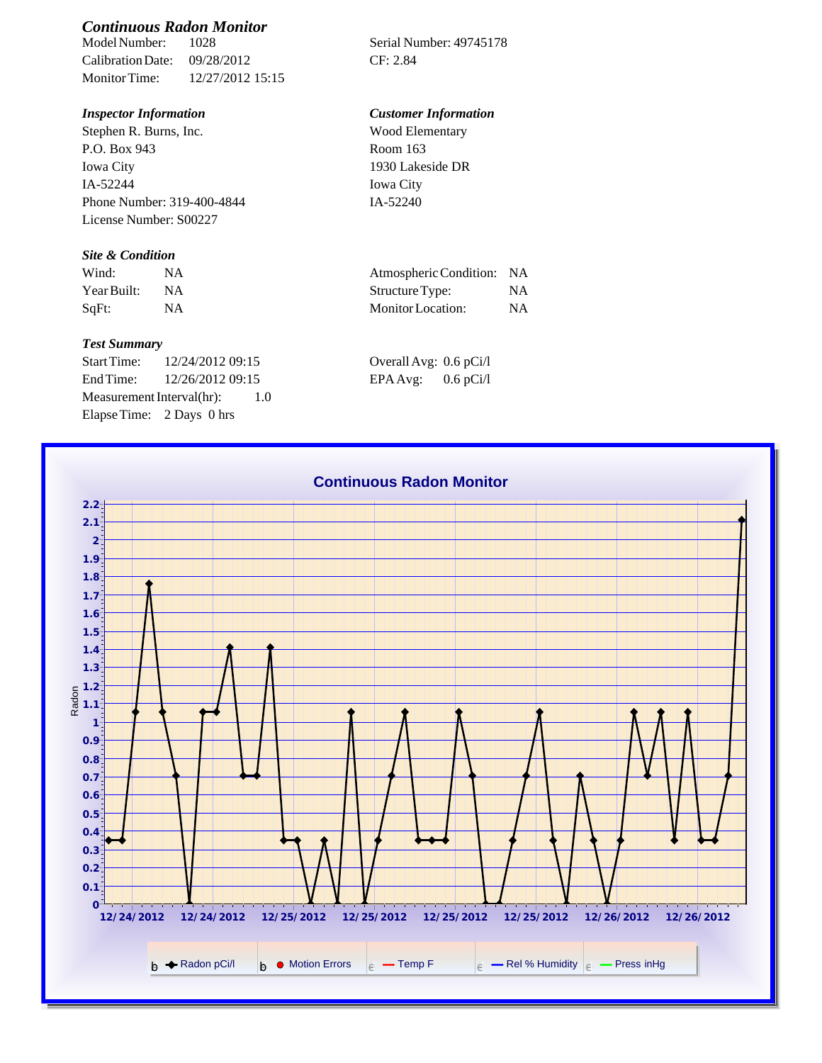## *Continuous Radon Monitor*

Model Number: 1028
Calibration Date: 09/28/2012
Monitor Time: 12/27/2012 15:15

Serial Number: 49745178
CF: 2.84

### *Inspector Information*

Stephen R. Burns, Inc.
P.O. Box 943
Iowa City
IA-52244
Phone Number: 319-400-4844
License Number: S00227

### *Customer Information*

Wood Elementary
Room 163
1930 Lakeside DR
Iowa City
IA-52240

### *Site & Condition*

| | | | |
|---|---|---|---|
| Wind: | NA | Atmospheric Condition: | NA |
| Year Built: | NA | Structure Type: | NA |
| SqFt: | NA | Monitor Location: | NA |

### *Test Summary*

Start Time: 12/24/2012 09:15
End Time: 12/26/2012 09:15
Measurement Interval(hr): 1.0
Elapse Time: 2 Days 0 hrs

Overall Avg: 0.6 pCi/l
EPA Avg: 0.6 pCi/l

**Continuous Radon Monitor**

Radon

2.2, 2.1, 2, 1.9, 1.8, 1.7, 1.6, 1.5, 1.4, 1.3, 1.2, 1.1, 1, 0.9, 0.8, 0.7, 0.6, 0.5, 0.4, 0.3, 0.2, 0.1, 0

12/24/2012 12/24/2012 12/25/2012 12/25/2012 12/25/2012 12/25/2012 12/26/2012 12/26/2012

Radon pCi/l · Motion Errors · Temp F · Rel % Humidity · Press inHg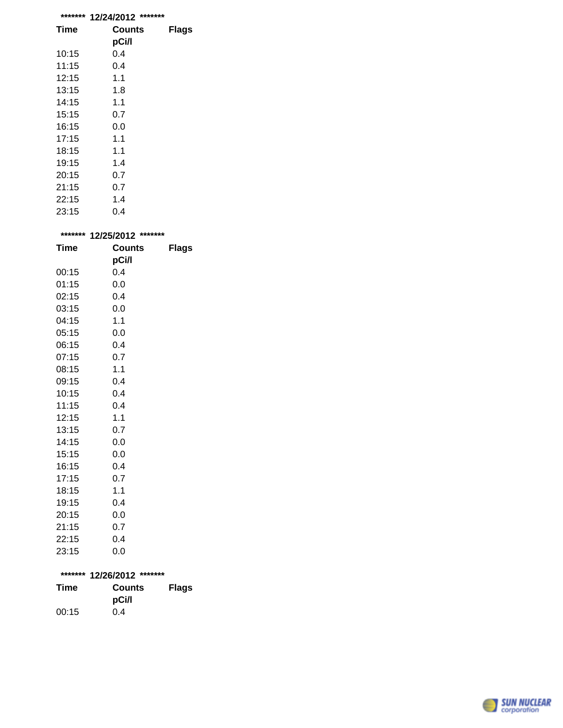******* 12/24/2012 *******

| Time | Counts pCi/l | Flags |
|---|---|---|
| 10:15 | 0.4 | |
| 11:15 | 0.4 | |
| 12:15 | 1.1 | |
| 13:15 | 1.8 | |
| 14:15 | 1.1 | |
| 15:15 | 0.7 | |
| 16:15 | 0.0 | |
| 17:15 | 1.1 | |
| 18:15 | 1.1 | |
| 19:15 | 1.4 | |
| 20:15 | 0.7 | |
| 21:15 | 0.7 | |
| 22:15 | 1.4 | |
| 23:15 | 0.4 | |

******* 12/25/2012 *******

| Time | Counts pCi/l | Flags |
|---|---|---|
| 00:15 | 0.4 | |
| 01:15 | 0.0 | |
| 02:15 | 0.4 | |
| 03:15 | 0.0 | |
| 04:15 | 1.1 | |
| 05:15 | 0.0 | |
| 06:15 | 0.4 | |
| 07:15 | 0.7 | |
| 08:15 | 1.1 | |
| 09:15 | 0.4 | |
| 10:15 | 0.4 | |
| 11:15 | 0.4 | |
| 12:15 | 1.1 | |
| 13:15 | 0.7 | |
| 14:15 | 0.0 | |
| 15:15 | 0.0 | |
| 16:15 | 0.4 | |
| 17:15 | 0.7 | |
| 18:15 | 1.1 | |
| 19:15 | 0.4 | |
| 20:15 | 0.0 | |
| 21:15 | 0.7 | |
| 22:15 | 0.4 | |
| 23:15 | 0.0 | |

******* 12/26/2012 *******

| Time | Counts pCi/l | Flags |
|---|---|---|
| 00:15 | 0.4 | |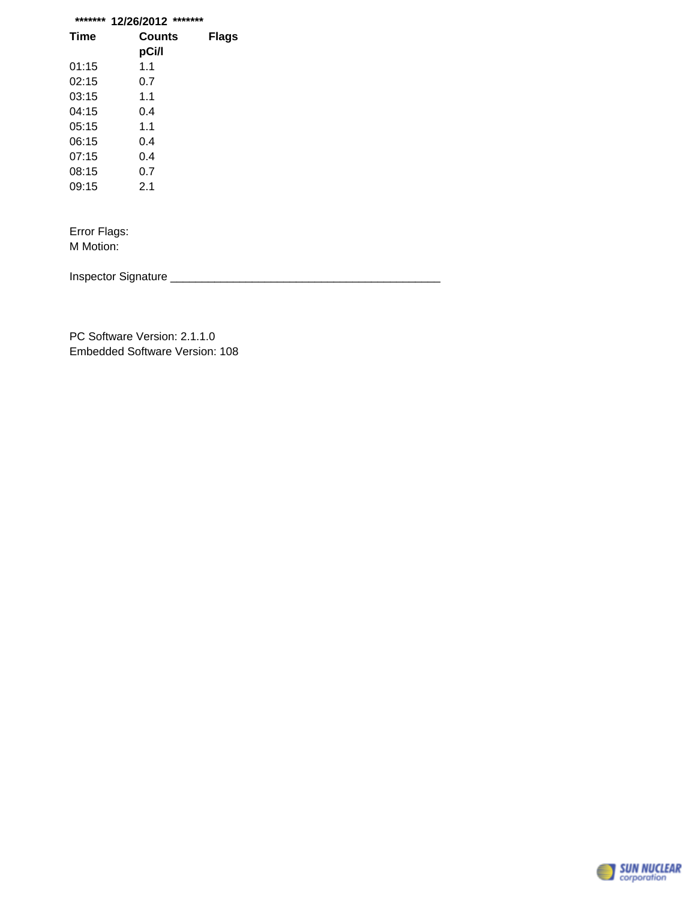**\*\*\*\*\*\*\* 12/26/2012 \*\*\*\*\*\*\***

| Time | Counts pCi/l | Flags |
|---|---|---|
| 01:15 | 1.1 | |
| 02:15 | 0.7 | |
| 03:15 | 1.1 | |
| 04:15 | 0.4 | |
| 05:15 | 1.1 | |
| 06:15 | 0.4 | |
| 07:15 | 0.4 | |
| 08:15 | 0.7 | |
| 09:15 | 2.1 | |

Error Flags:
M Motion:

Inspector Signature ___________________________________________

PC Software Version: 2.1.1.0
Embedded Software Version: 108

SUN NUCLEAR corporation